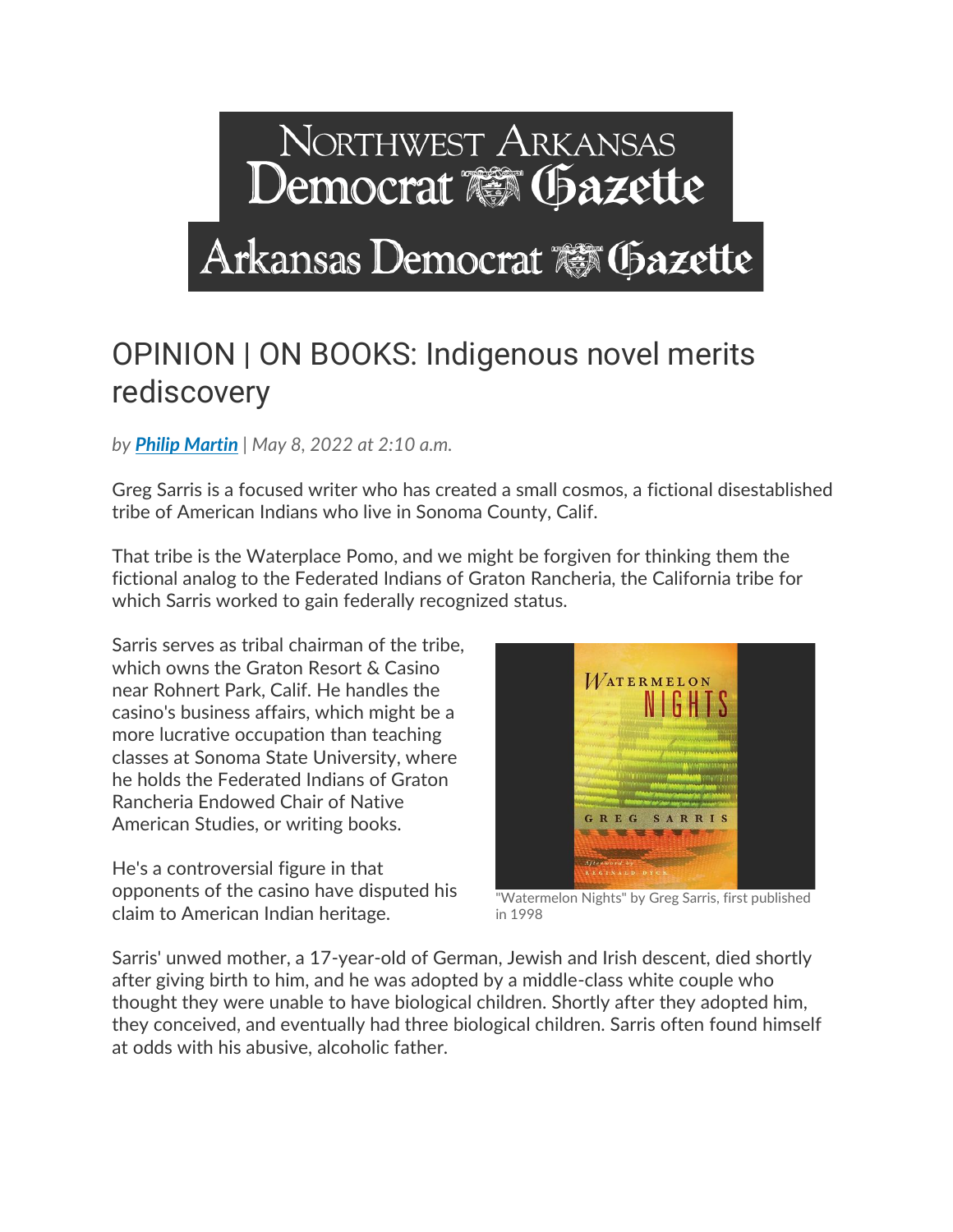# OPINION | ON BOOKS: Indigenous novel merits rediscovery

*by* ***Philip Martin*** *| May 8, 2022 at 2:10 a.m.*

Greg Sarris is a focused writer who has created a small cosmos, a fictional disestablished tribe of American Indians who live in Sonoma County, Calif.

That tribe is the Waterplace Pomo, and we might be forgiven for thinking them the fictional analog to the Federated Indians of Graton Rancheria, the California tribe for which Sarris worked to gain federally recognized status.

Sarris serves as tribal chairman of the tribe, which owns the Graton Resort & Casino near Rohnert Park, Calif. He handles the casino's business affairs, which might be a more lucrative occupation than teaching classes at Sonoma State University, where he holds the Federated Indians of Graton Rancheria Endowed Chair of Native American Studies, or writing books.

"Watermelon Nights" by Greg Sarris, first published in 1998

He's a controversial figure in that opponents of the casino have disputed his claim to American Indian heritage.

Sarris' unwed mother, a 17-year-old of German, Jewish and Irish descent, died shortly after giving birth to him, and he was adopted by a middle-class white couple who thought they were unable to have biological children. Shortly after they adopted him, they conceived, and eventually had three biological children. Sarris often found himself at odds with his abusive, alcoholic father.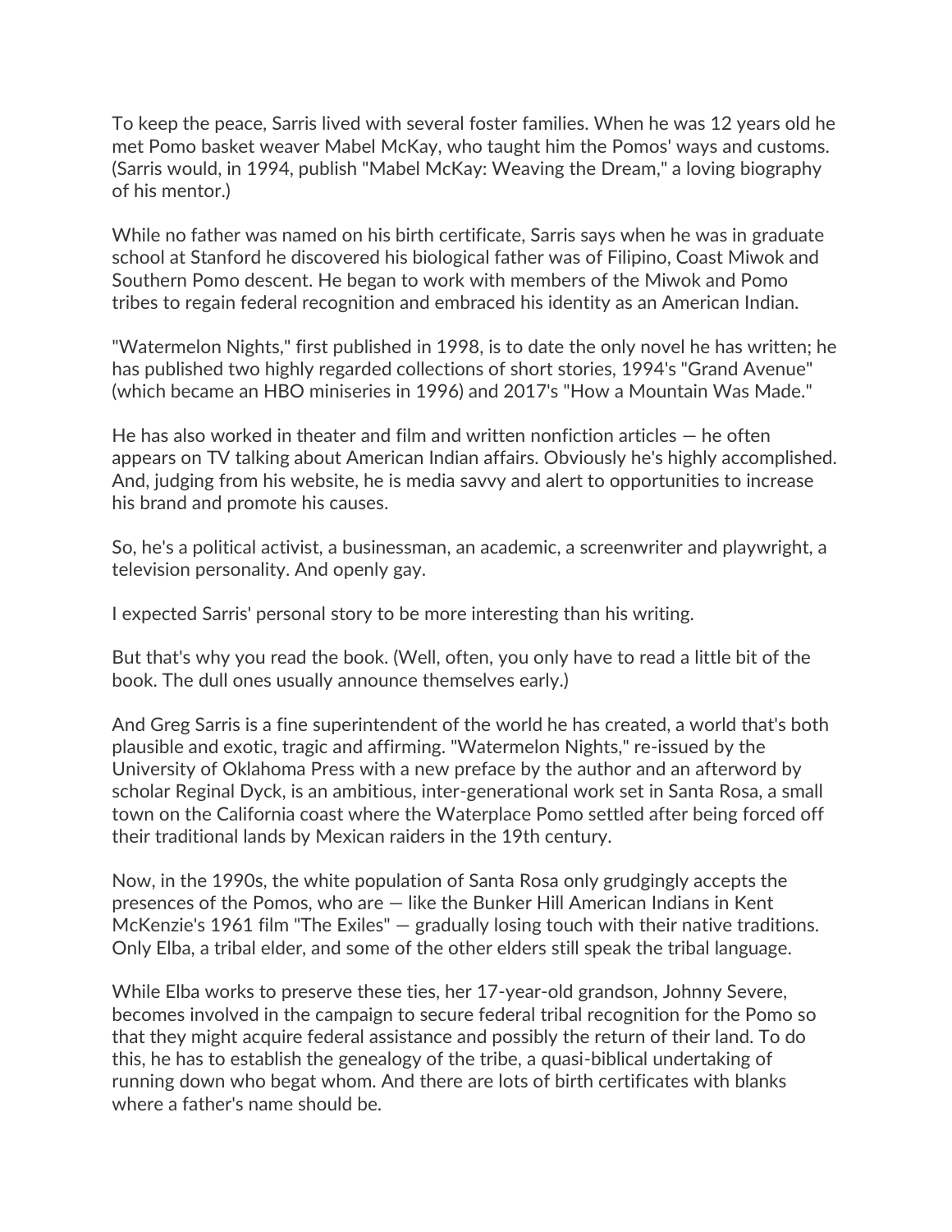To keep the peace, Sarris lived with several foster families. When he was 12 years old he met Pomo basket weaver Mabel McKay, who taught him the Pomos' ways and customs. (Sarris would, in 1994, publish "Mabel McKay: Weaving the Dream," a loving biography of his mentor.)

While no father was named on his birth certificate, Sarris says when he was in graduate school at Stanford he discovered his biological father was of Filipino, Coast Miwok and Southern Pomo descent. He began to work with members of the Miwok and Pomo tribes to regain federal recognition and embraced his identity as an American Indian.

"Watermelon Nights," first published in 1998, is to date the only novel he has written; he has published two highly regarded collections of short stories, 1994's "Grand Avenue" (which became an HBO miniseries in 1996) and 2017's "How a Mountain Was Made."

He has also worked in theater and film and written nonfiction articles — he often appears on TV talking about American Indian affairs. Obviously he's highly accomplished. And, judging from his website, he is media savvy and alert to opportunities to increase his brand and promote his causes.

So, he's a political activist, a businessman, an academic, a screenwriter and playwright, a television personality. And openly gay.

I expected Sarris' personal story to be more interesting than his writing.

But that's why you read the book. (Well, often, you only have to read a little bit of the book. The dull ones usually announce themselves early.)

And Greg Sarris is a fine superintendent of the world he has created, a world that's both plausible and exotic, tragic and affirming. "Watermelon Nights," re-issued by the University of Oklahoma Press with a new preface by the author and an afterword by scholar Reginal Dyck, is an ambitious, inter-generational work set in Santa Rosa, a small town on the California coast where the Waterplace Pomo settled after being forced off their traditional lands by Mexican raiders in the 19th century.

Now, in the 1990s, the white population of Santa Rosa only grudgingly accepts the presences of the Pomos, who are — like the Bunker Hill American Indians in Kent McKenzie's 1961 film "The Exiles" — gradually losing touch with their native traditions. Only Elba, a tribal elder, and some of the other elders still speak the tribal language.

While Elba works to preserve these ties, her 17-year-old grandson, Johnny Severe, becomes involved in the campaign to secure federal tribal recognition for the Pomo so that they might acquire federal assistance and possibly the return of their land. To do this, he has to establish the genealogy of the tribe, a quasi-biblical undertaking of running down who begat whom. And there are lots of birth certificates with blanks where a father's name should be.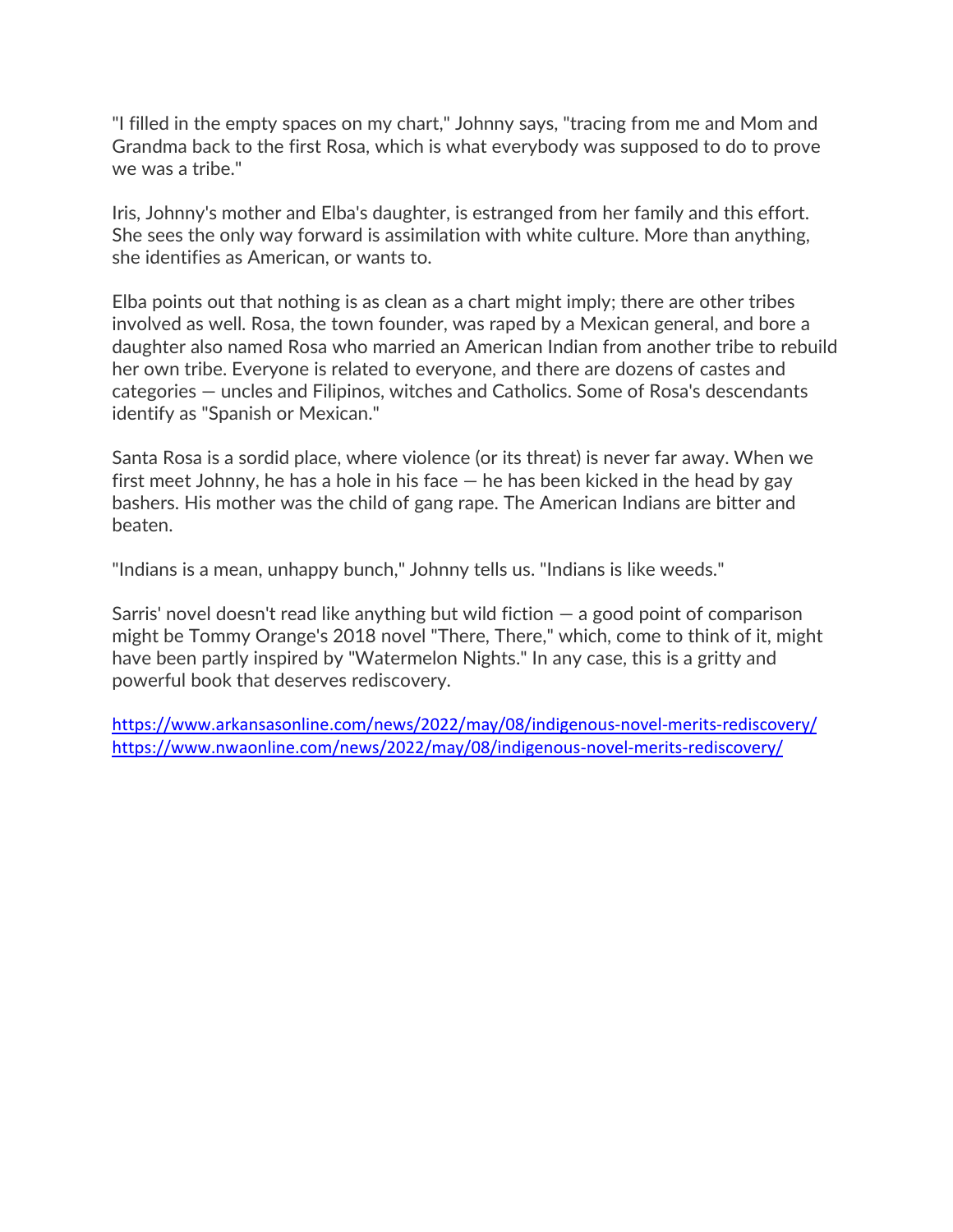"I filled in the empty spaces on my chart," Johnny says, "tracing from me and Mom and Grandma back to the first Rosa, which is what everybody was supposed to do to prove we was a tribe."

Iris, Johnny's mother and Elba's daughter, is estranged from her family and this effort. She sees the only way forward is assimilation with white culture. More than anything, she identifies as American, or wants to.

Elba points out that nothing is as clean as a chart might imply; there are other tribes involved as well. Rosa, the town founder, was raped by a Mexican general, and bore a daughter also named Rosa who married an American Indian from another tribe to rebuild her own tribe. Everyone is related to everyone, and there are dozens of castes and categories — uncles and Filipinos, witches and Catholics. Some of Rosa's descendants identify as "Spanish or Mexican."

Santa Rosa is a sordid place, where violence (or its threat) is never far away. When we first meet Johnny, he has a hole in his face — he has been kicked in the head by gay bashers. His mother was the child of gang rape. The American Indians are bitter and beaten.

"Indians is a mean, unhappy bunch," Johnny tells us. "Indians is like weeds."

Sarris' novel doesn't read like anything but wild fiction — a good point of comparison might be Tommy Orange's 2018 novel "There, There," which, come to think of it, might have been partly inspired by "Watermelon Nights." In any case, this is a gritty and powerful book that deserves rediscovery.

https://www.arkansasonline.com/news/2022/may/08/indigenous-novel-merits-rediscovery/
https://www.nwaonline.com/news/2022/may/08/indigenous-novel-merits-rediscovery/